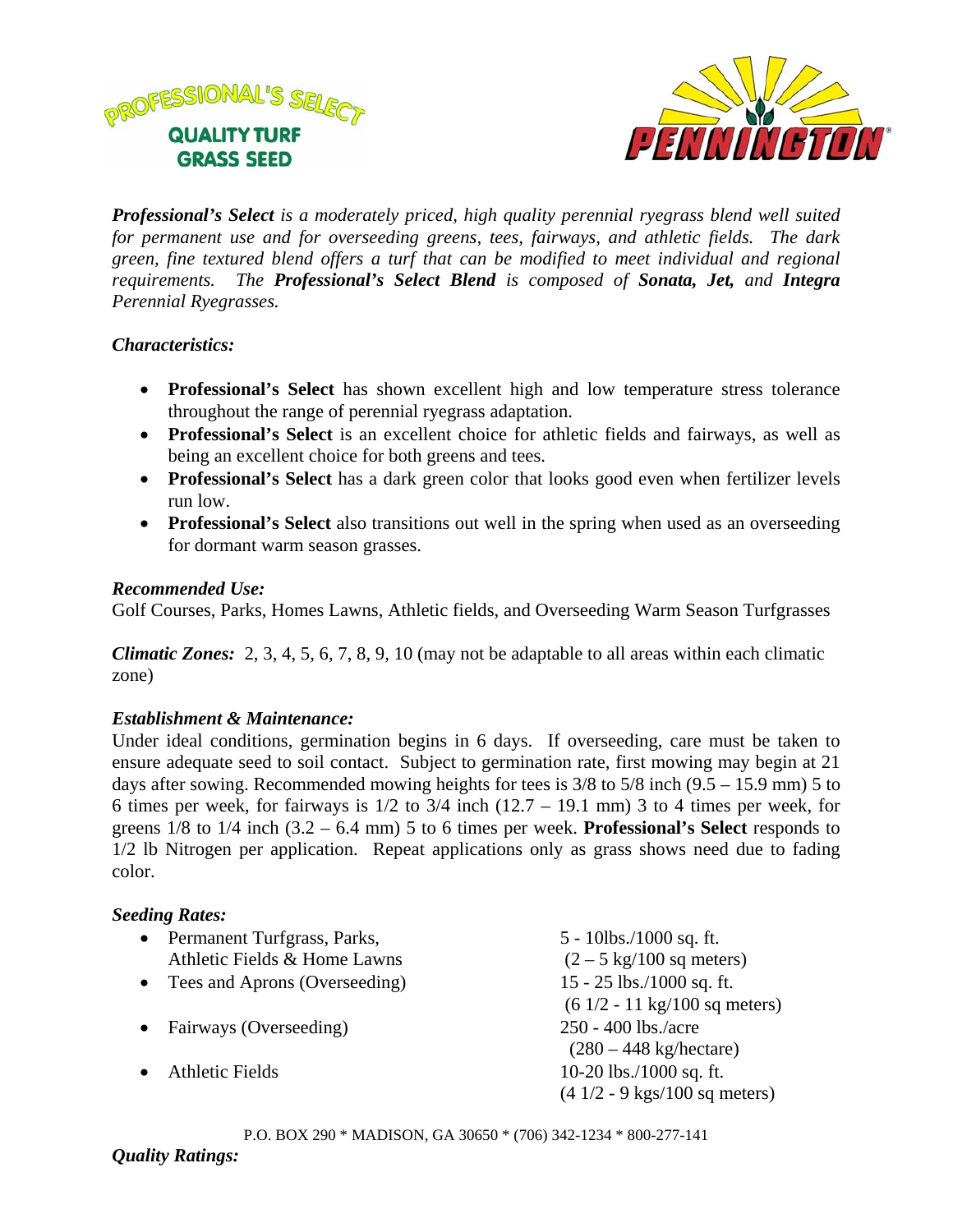PROFESSIONAL'S SELECT

QUALITY TURF GRASS SEED

PENNINGTON®

***Professional's Select** is a moderately priced, high quality perennial ryegrass blend well suited for permanent use and for overseeding greens, tees, fairways, and athletic fields. The dark green, fine textured blend offers a turf that can be modified to meet individual and regional requirements. The **Professional's Select Blend** is composed of **Sonata, Jet,** and **Integra** Perennial Ryegrasses.*

### *Characteristics:*

- **Professional's Select** has shown excellent high and low temperature stress tolerance throughout the range of perennial ryegrass adaptation.
- **Professional's Select** is an excellent choice for athletic fields and fairways, as well as being an excellent choice for both greens and tees.
- **Professional's Select** has a dark green color that looks good even when fertilizer levels run low.
- **Professional's Select** also transitions out well in the spring when used as an overseeding for dormant warm season grasses.

### *Recommended Use:*

Golf Courses, Parks, Homes Lawns, Athletic fields, and Overseeding Warm Season Turfgrasses

***Climatic Zones:*** 2, 3, 4, 5, 6, 7, 8, 9, 10 (may not be adaptable to all areas within each climatic zone)

### *Establishment & Maintenance:*

Under ideal conditions, germination begins in 6 days. If overseeding, care must be taken to ensure adequate seed to soil contact. Subject to germination rate, first mowing may begin at 21 days after sowing. Recommended mowing heights for tees is 3/8 to 5/8 inch (9.5 – 15.9 mm) 5 to 6 times per week, for fairways is 1/2 to 3/4 inch (12.7 – 19.1 mm) 3 to 4 times per week, for greens 1/8 to 1/4 inch (3.2 – 6.4 mm) 5 to 6 times per week. **Professional's Select** responds to 1/2 lb Nitrogen per application. Repeat applications only as grass shows need due to fading color.

### *Seeding Rates:*

- Permanent Turfgrass, Parks, Athletic Fields & Home Lawns — 5 - 10lbs./1000 sq. ft. (2 – 5 kg/100 sq meters)
- Tees and Aprons (Overseeding) — 15 - 25 lbs./1000 sq. ft. (6 1/2 - 11 kg/100 sq meters)
- Fairways (Overseeding) — 250 - 400 lbs./acre (280 – 448 kg/hectare)
- Athletic Fields — 10-20 lbs./1000 sq. ft. (4 1/2 - 9 kgs/100 sq meters)

P.O. BOX 290 * MADISON, GA 30650 * (706) 342-1234 * 800-277-141

### *Quality Ratings:*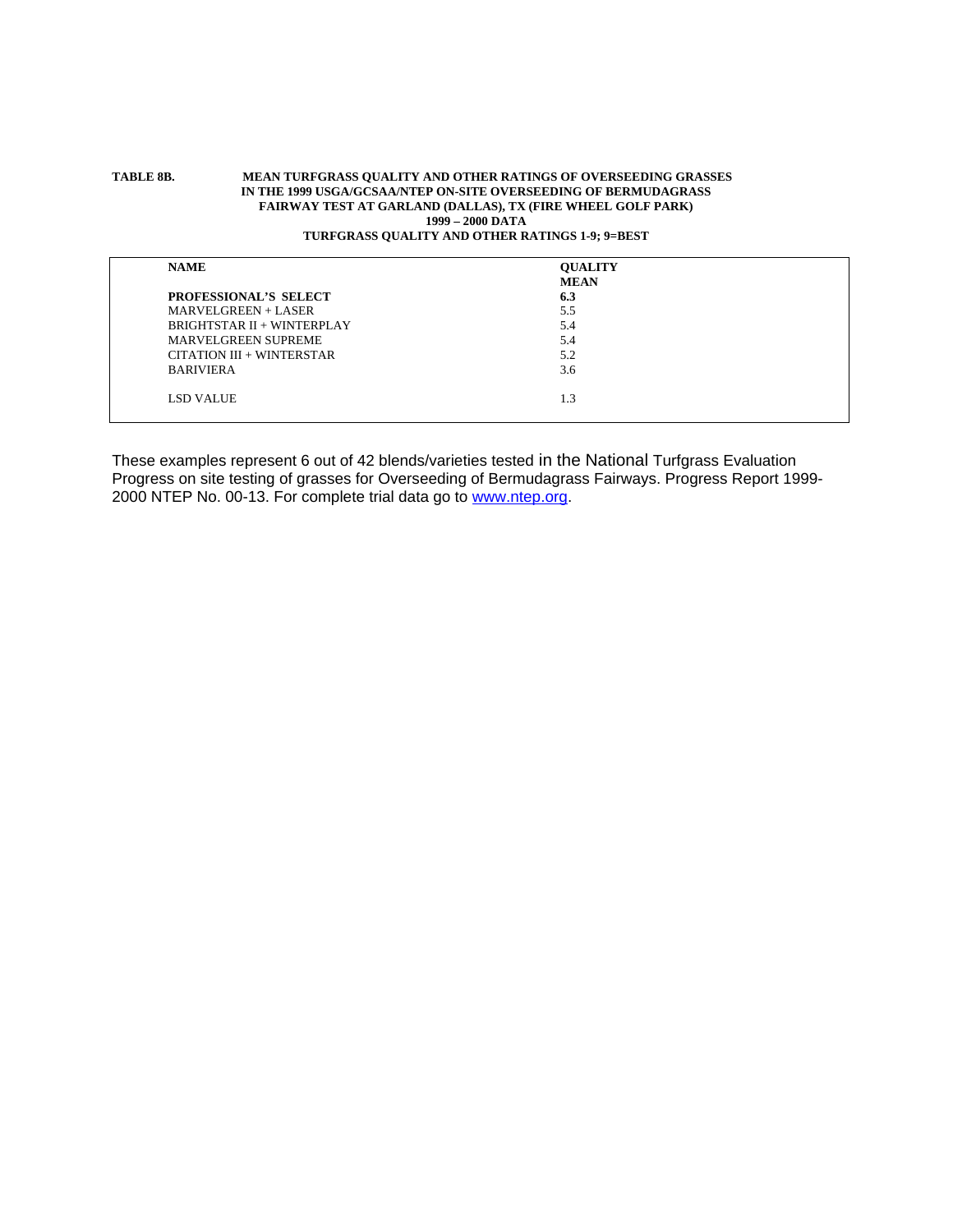**TABLE 8B. MEAN TURFGRASS QUALITY AND OTHER RATINGS OF OVERSEEDING GRASSES IN THE 1999 USGA/GCSAA/NTEP ON-SITE OVERSEEDING OF BERMUDAGRASS FAIRWAY TEST AT GARLAND (DALLAS), TX (FIRE WHEEL GOLF PARK) 1999 – 2000 DATA TURFGRASS QUALITY AND OTHER RATINGS 1-9; 9=BEST**

| NAME | QUALITY MEAN |
|---|---|
| **PROFESSIONAL'S SELECT** | **6.3** |
| MARVELGREEN + LASER | 5.5 |
| BRIGHTSTAR II + WINTERPLAY | 5.4 |
| MARVELGREEN SUPREME | 5.4 |
| CITATION III + WINTERSTAR | 5.2 |
| BARIVIERA | 3.6 |
| LSD VALUE | 1.3 |

These examples represent 6 out of 42 blends/varieties tested in the National Turfgrass Evaluation Progress on site testing of grasses for Overseeding of Bermudagrass Fairways. Progress Report 1999-2000 NTEP No. 00-13. For complete trial data go to www.ntep.org.